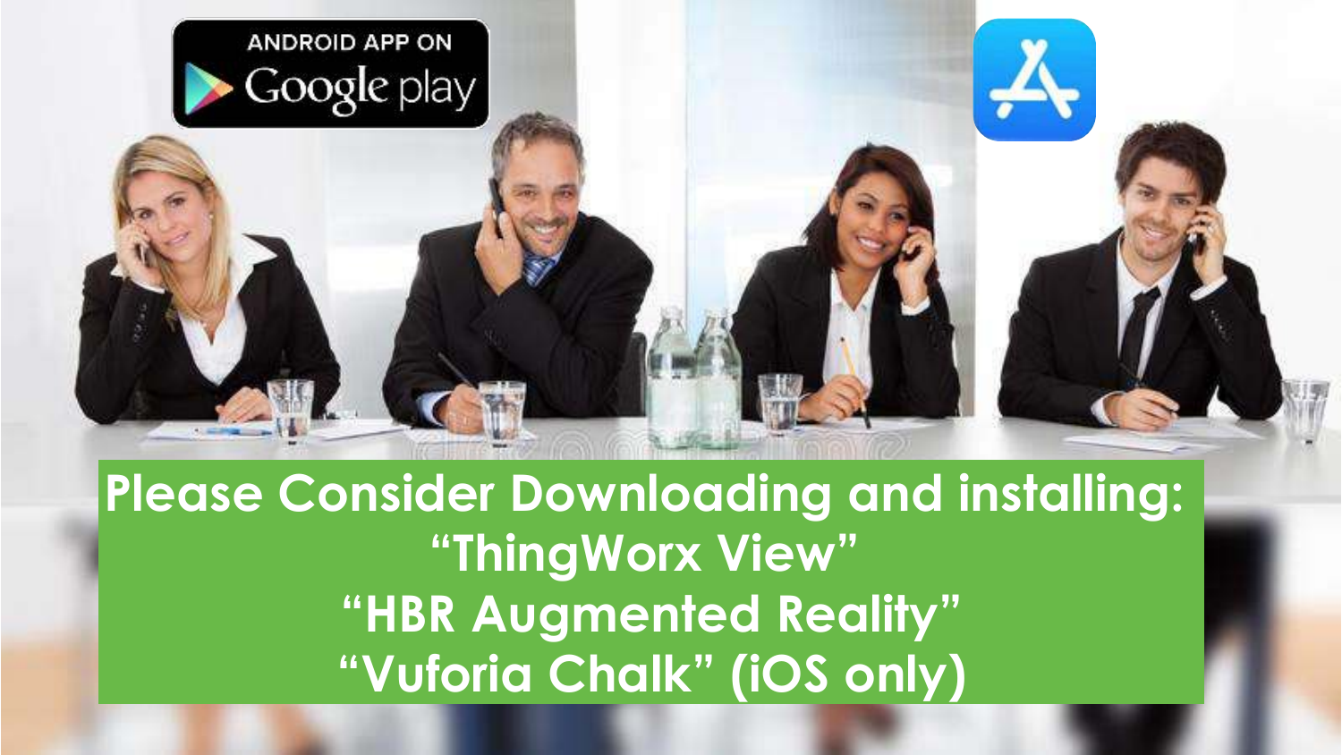ANDROID APP ON Google play

**Please Consider Downloading and installing:**

**"ThingWorx View"**

**"HBR Augmented Reality"**

**"Vuforia Chalk" (iOS only)**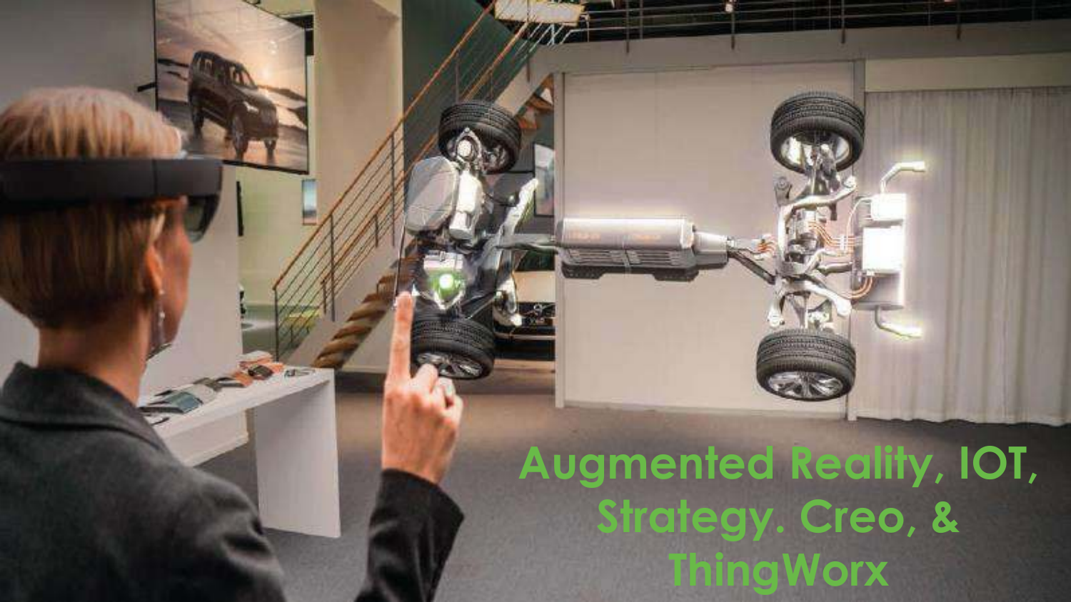# Augmented Reality, IOT, Strategy. Creo, & ThingWorx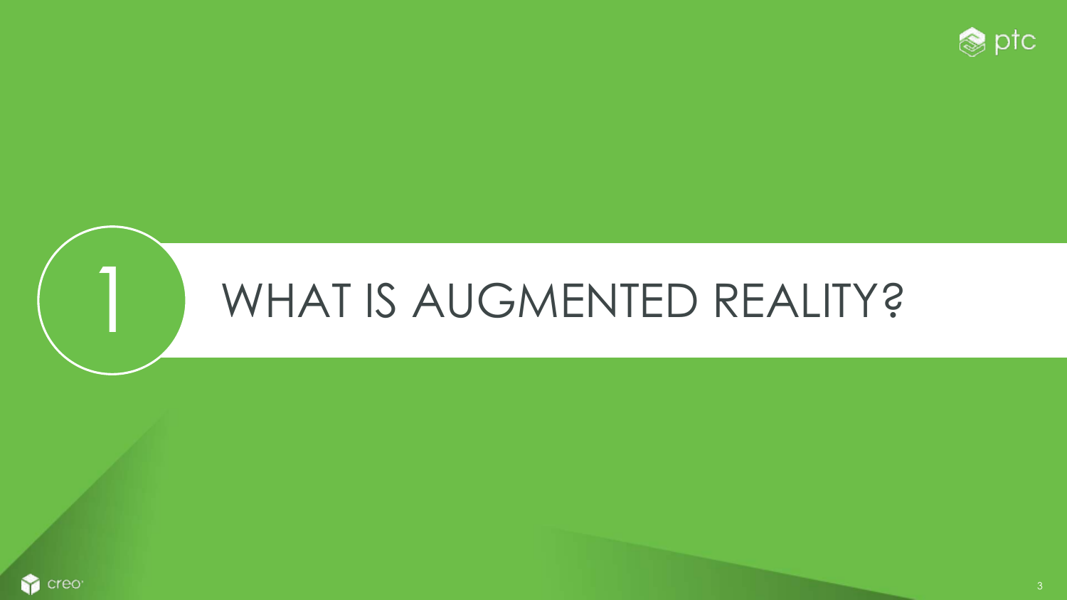# 1 WHAT IS AUGMENTED REALITY?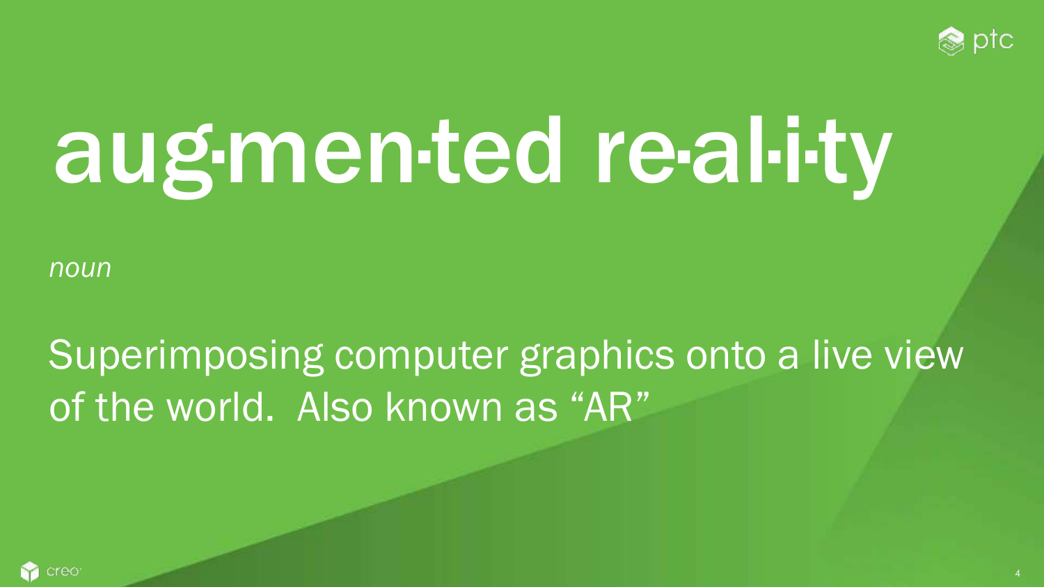# aug·men·ted re·al·i·ty

*noun*

Superimposing computer graphics onto a live view of the world. Also known as “AR”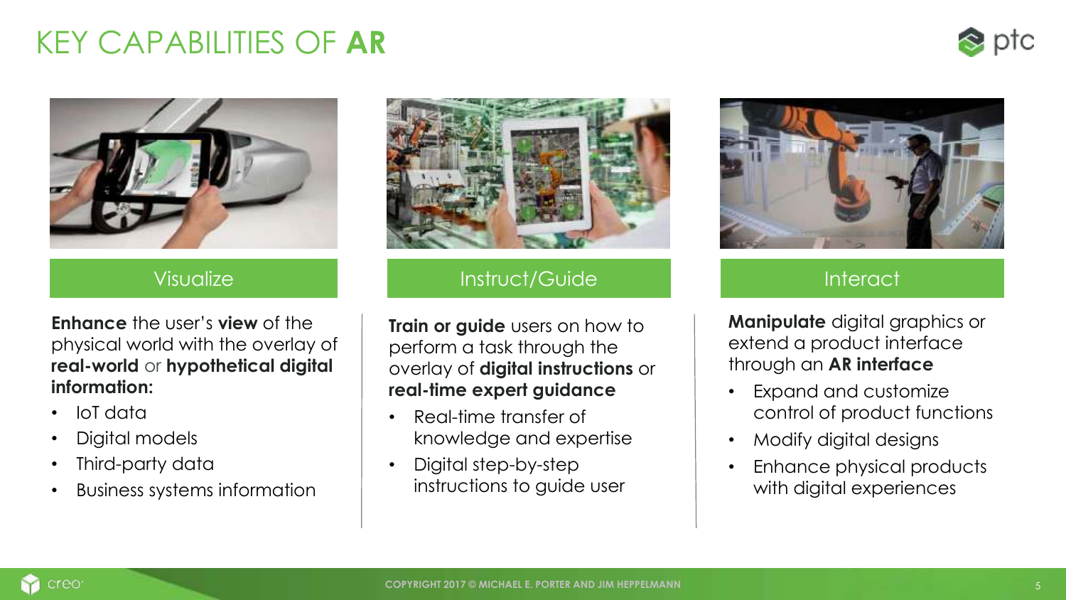# KEY CAPABILITIES OF **AR**

## Visualize

**Enhance** the user's **view** of the physical world with the overlay of **real-world** or **hypothetical digital information:**

- IoT data
- Digital models
- Third-party data
- Business systems information

## Instruct/Guide

**Train or guide** users on how to perform a task through the overlay of **digital instructions** or **real-time expert guidance**

- Real-time transfer of knowledge and expertise
- Digital step-by-step instructions to guide user

## Interact

**Manipulate** digital graphics or extend a product interface through an **AR interface**

- Expand and customize control of product functions
- Modify digital designs
- Enhance physical products with digital experiences

COPYRIGHT 2017 © MICHAEL E. PORTER AND JIM HEPPELMANN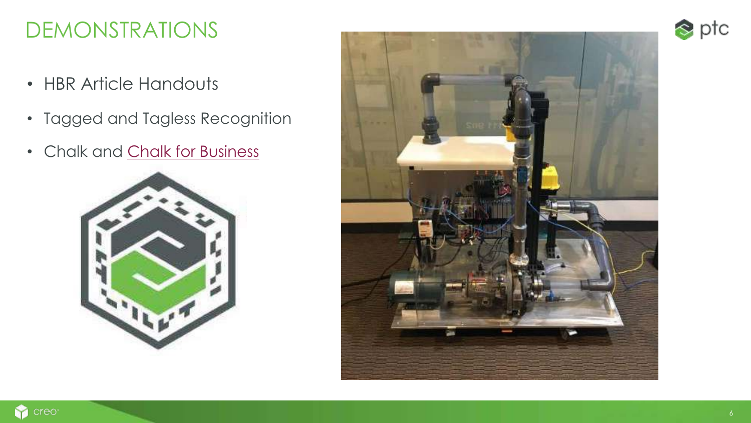# DEMONSTRATIONS

- HBR Article Handouts
- Tagged and Tagless Recognition
- Chalk and Chalk for Business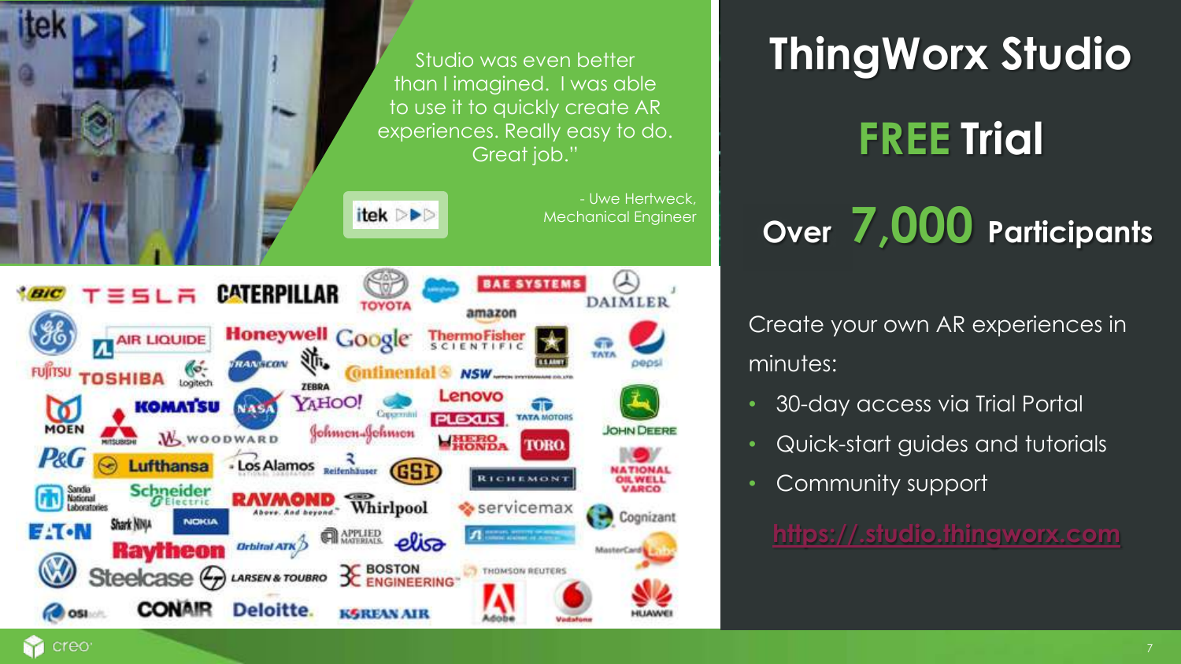Studio was even better than I imagined. I was able to use it to quickly create AR experiences. Really easy to do. Great job."

- Uwe Hertweck, Mechanical Engineer

# ThingWorx Studio

## FREE Trial

## Over 7,000 Participants

Create your own AR experiences in minutes:

- 30-day access via Trial Portal
- Quick-start guides and tutorials
- Community support

https://.studio.thingworx.com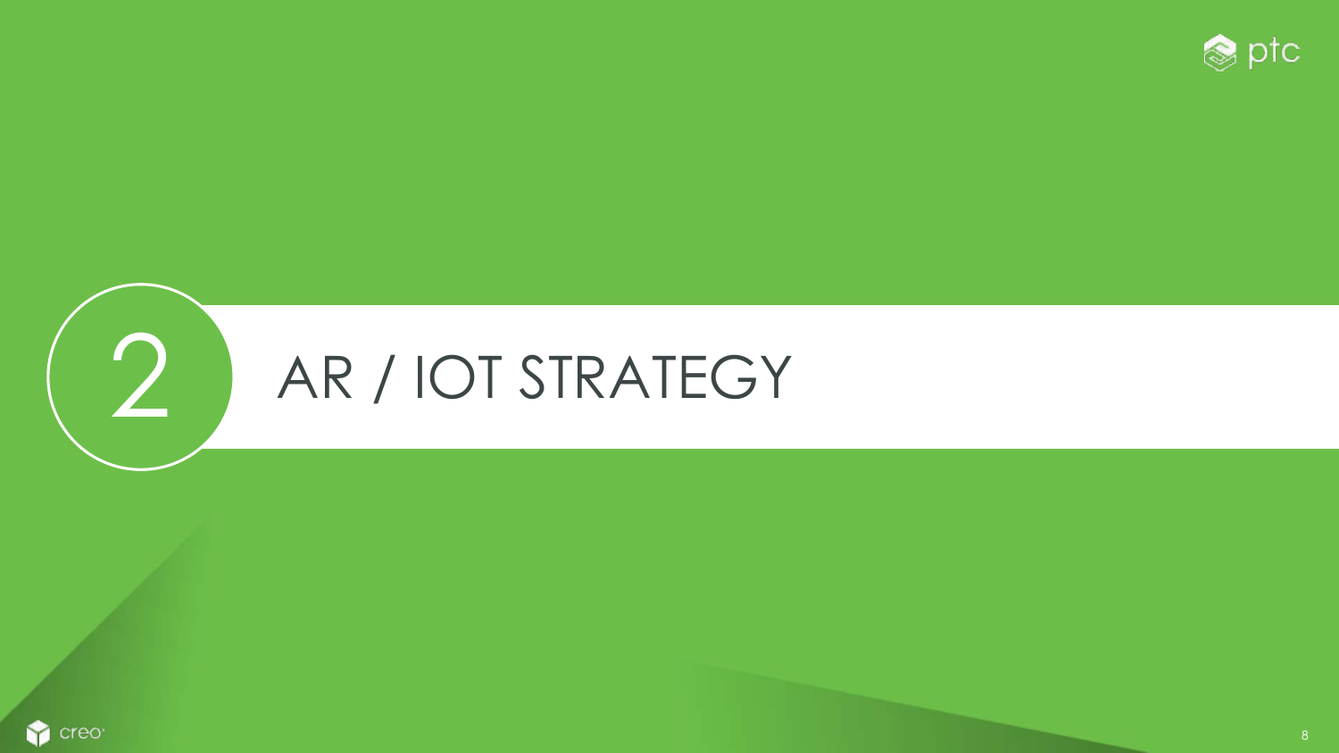# 2 AR / IOT STRATEGY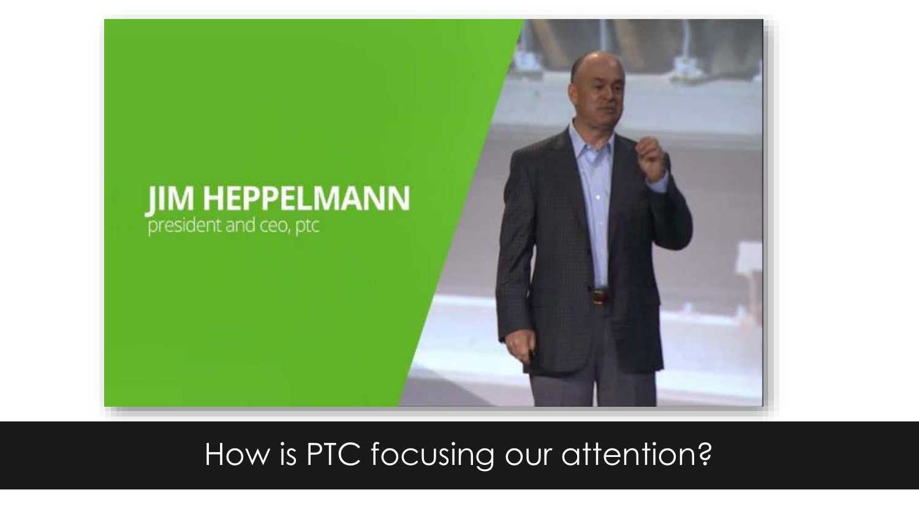JIM HEPPELMANN
president and ceo, ptc

How is PTC focusing our attention?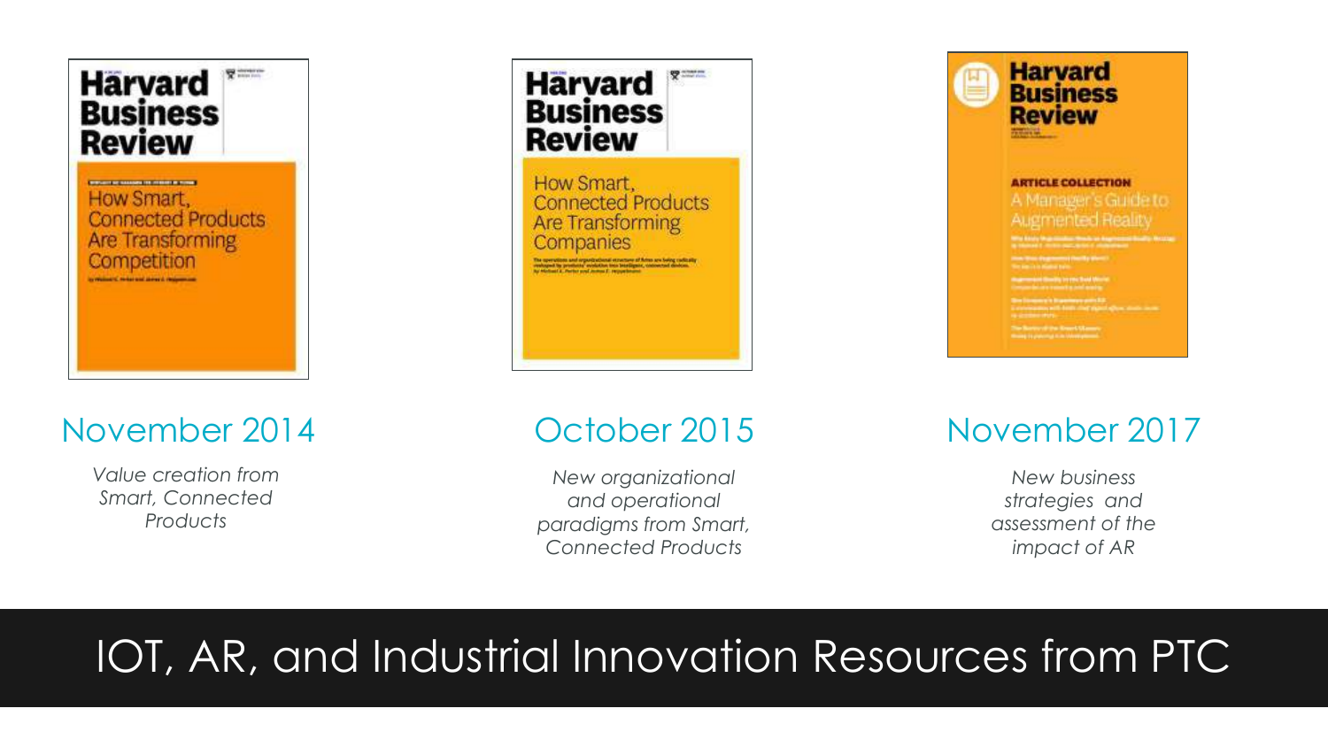Harvard Business Review

How Smart, Connected Products Are Transforming Competition

### November 2014

*Value creation from Smart, Connected Products*

Harvard Business Review

How Smart, Connected Products Are Transforming Companies

### October 2015

*New organizational and operational paradigms from Smart, Connected Products*

Harvard Business Review

ARTICLE COLLECTION

A Manager's Guide to Augmented Reality

### November 2017

*New business strategies and assessment of the impact of AR*

# IOT, AR, and Industrial Innovation Resources from PTC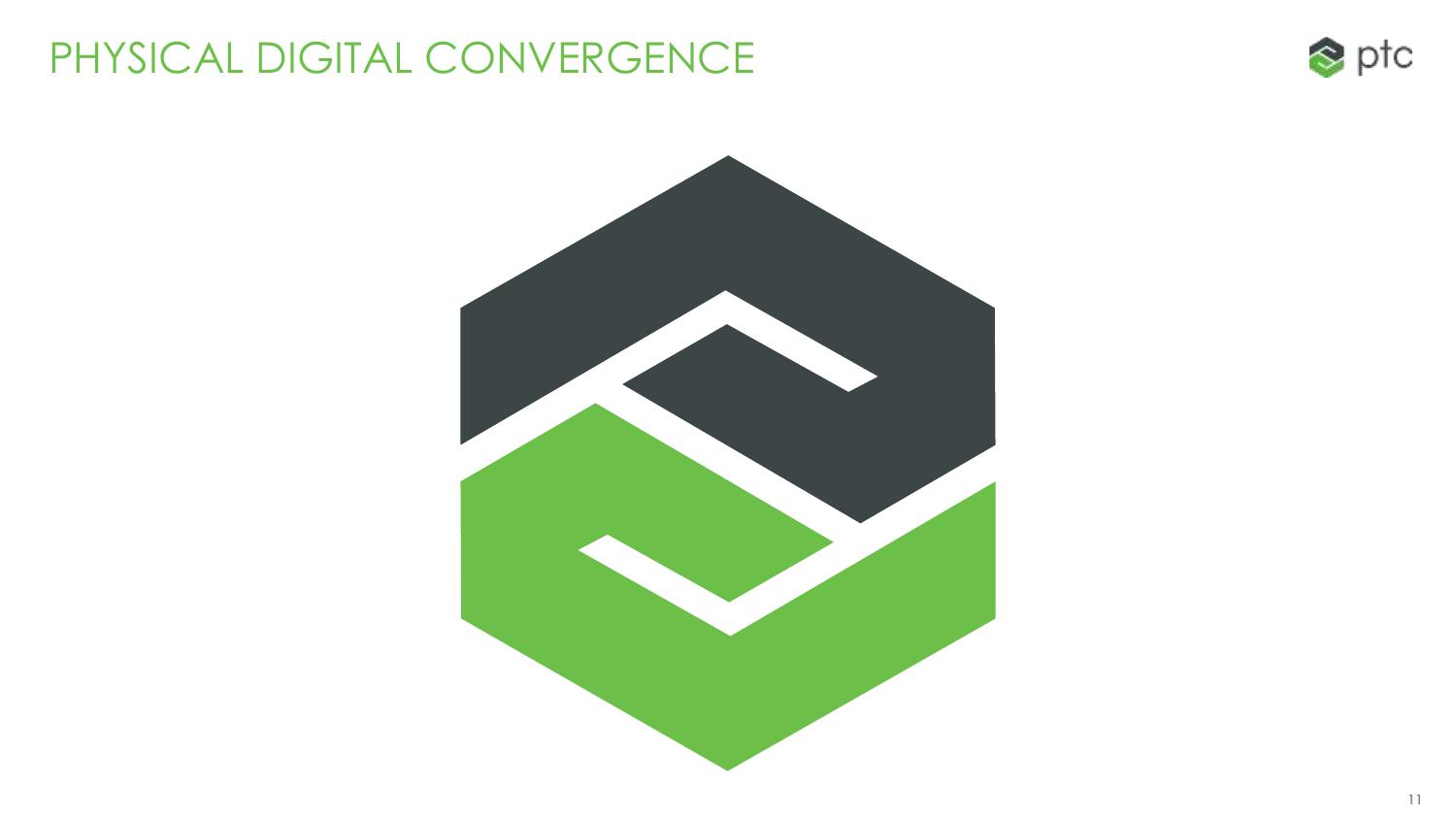# PHYSICAL DIGITAL CONVERGENCE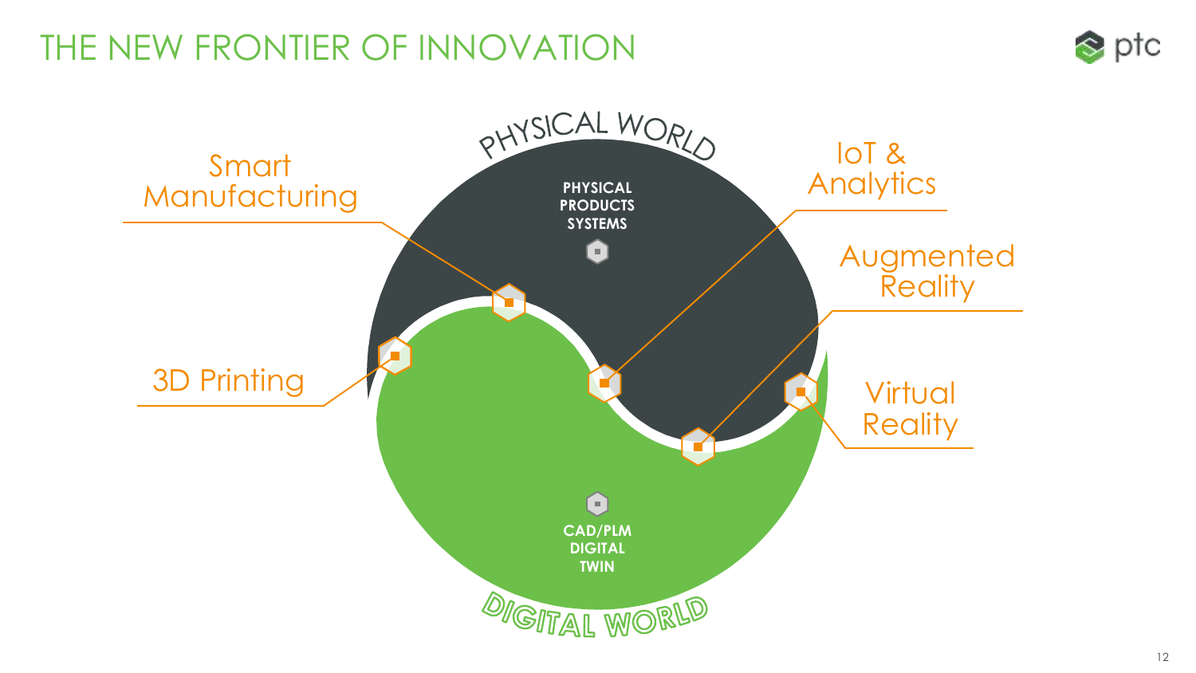# THE NEW FRONTIER OF INNOVATION

PHYSICAL WORLD

**PHYSICAL PRODUCTS SYSTEMS**

**CAD/PLM DIGITAL TWIN**

DIGITAL WORLD

- Smart Manufacturing
- 3D Printing
- IoT & Analytics
- Augmented Reality
- Virtual Reality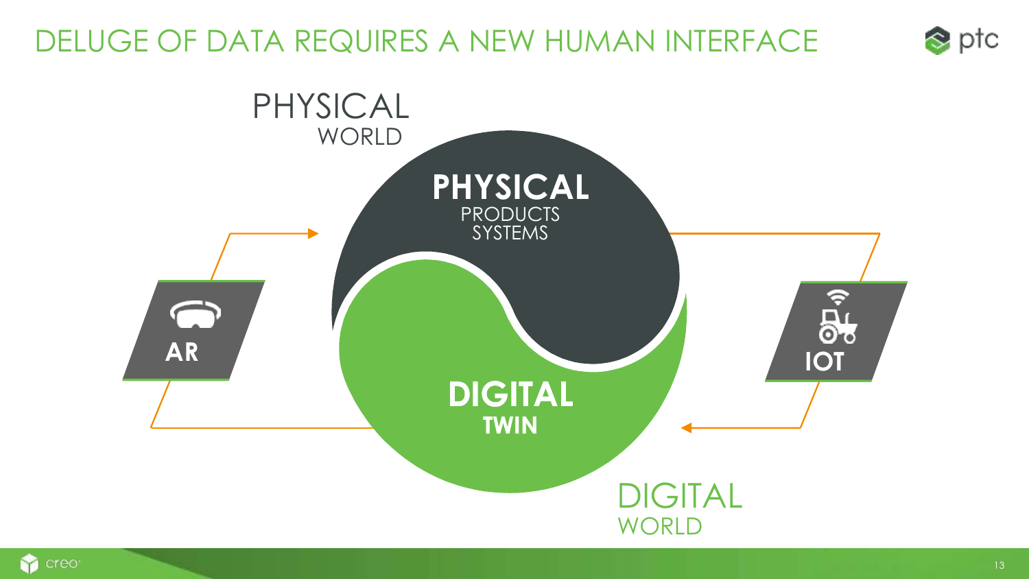# DELUGE OF DATA REQUIRES A NEW HUMAN INTERFACE

PHYSICAL WORLD

**PHYSICAL**
PRODUCTS
SYSTEMS

**DIGITAL**
**TWIN**

DIGITAL WORLD

**AR**

**IOT**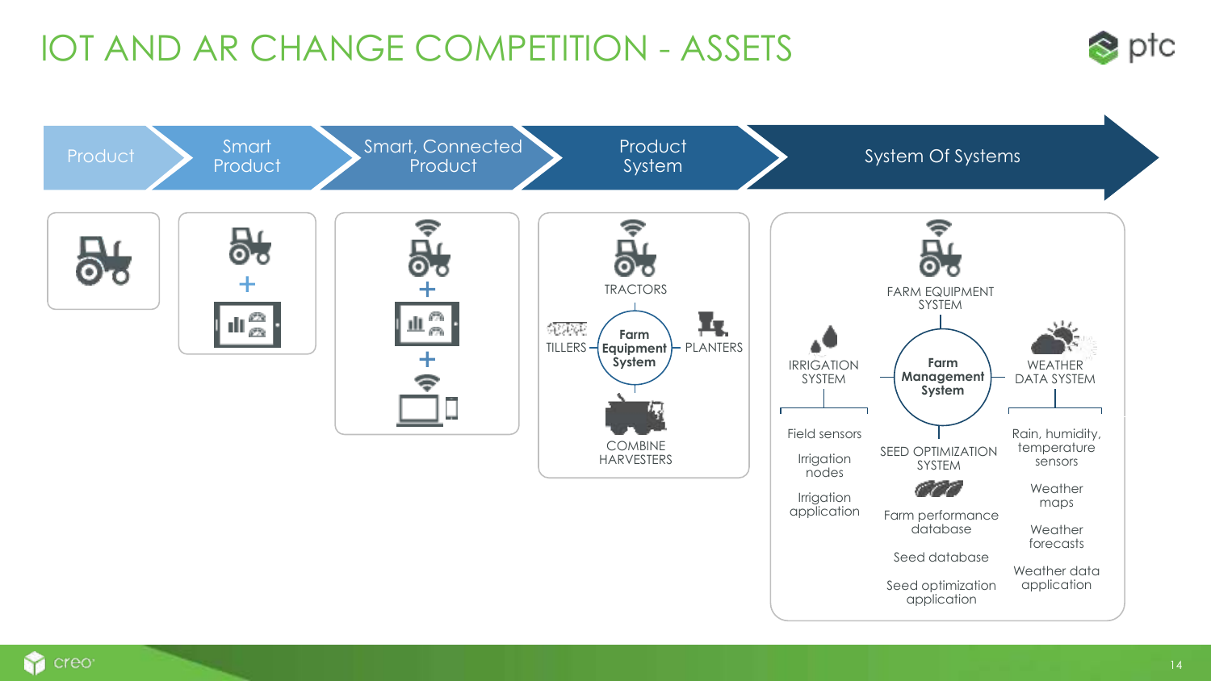# IOT AND AR CHANGE COMPETITION - ASSETS

Product → Smart Product → Smart, Connected Product → Product System → System Of Systems

**Product System**

- TRACTORS
- TILLERS
- **Farm Equipment System**
- PLANTERS
- COMBINE HARVESTERS

**System Of Systems**

- FARM EQUIPMENT SYSTEM
- IRRIGATION SYSTEM
- **Farm Management System**
- WEATHER DATA SYSTEM
- SEED OPTIMIZATION SYSTEM

IRRIGATION SYSTEM:
- Field sensors
- Irrigation nodes
- Irrigation application

SEED OPTIMIZATION SYSTEM:
- Farm performance database
- Seed database
- Seed optimization application

WEATHER DATA SYSTEM:
- Rain, humidity, temperature sensors
- Weather maps
- Weather forecasts
- Weather data application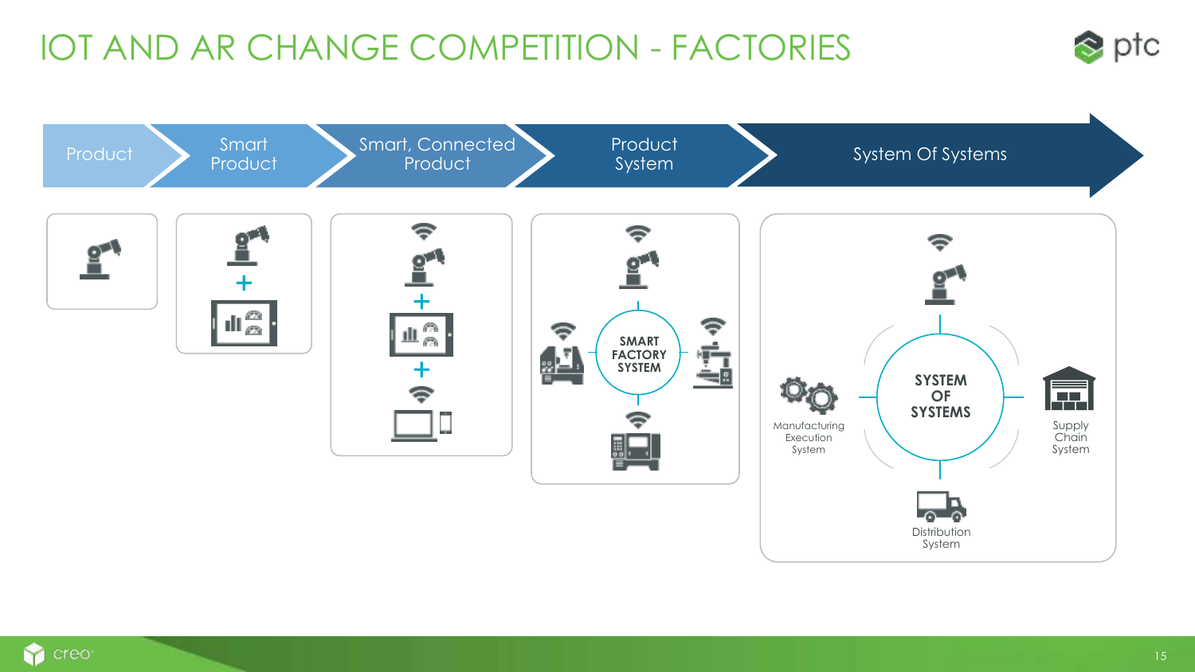# IOT AND AR CHANGE COMPETITION - FACTORIES

Product → Smart Product → Smart, Connected Product → Product System → System Of Systems

SMART FACTORY SYSTEM

SYSTEM OF SYSTEMS

Manufacturing Execution System

Supply Chain System

Distribution System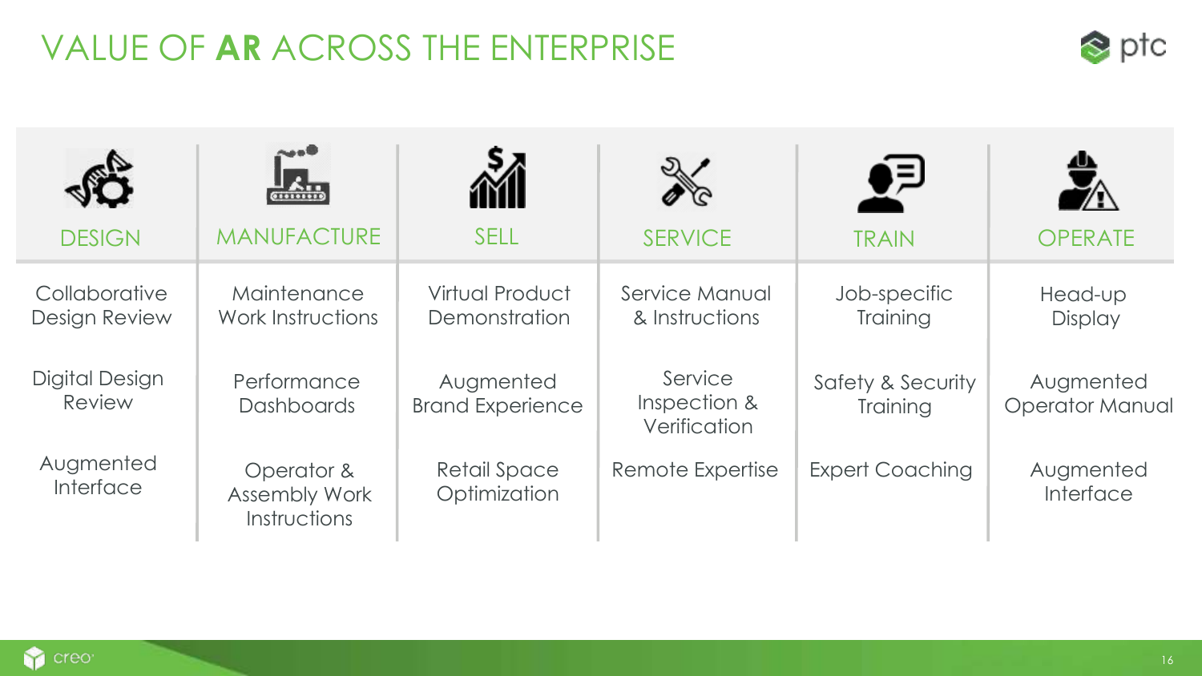# VALUE OF **AR** ACROSS THE ENTERPRISE

| DESIGN | MANUFACTURE | SELL | SERVICE | TRAIN | OPERATE |
|---|---|---|---|---|---|
| Collaborative Design Review | Maintenance Work Instructions | Virtual Product Demonstration | Service Manual & Instructions | Job-specific Training | Head-up Display |
| Digital Design Review | Performance Dashboards | Augmented Brand Experience | Service Inspection & Verification | Safety & Security Training | Augmented Operator Manual |
| Augmented Interface | Operator & Assembly Work Instructions | Retail Space Optimization | Remote Expertise | Expert Coaching | Augmented Interface |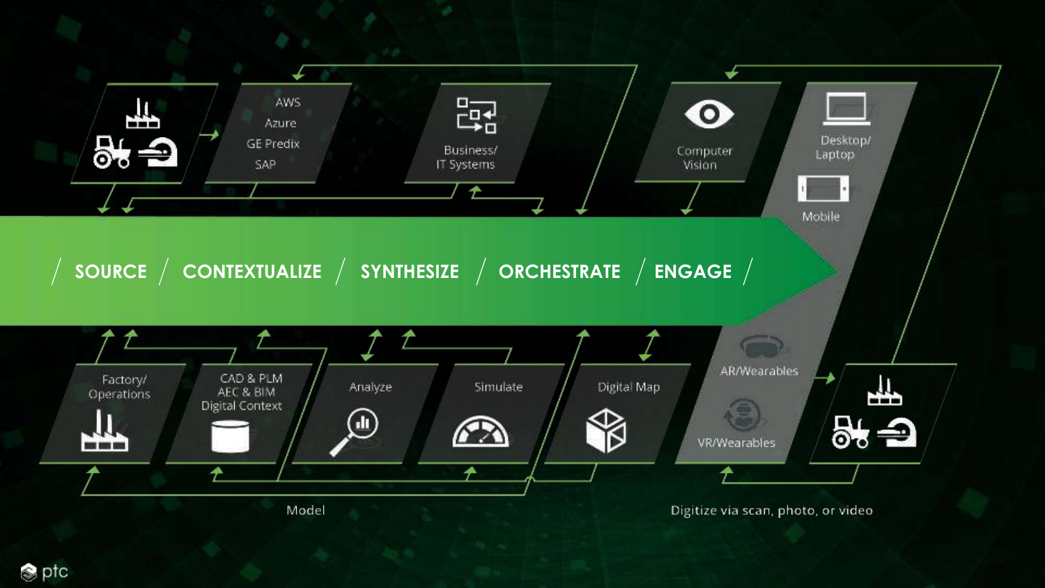AWS
Azure
GE Predix
SAP

Business/ IT Systems

Computer Vision

Desktop/ Laptop

Mobile

/ SOURCE / CONTEXTUALIZE / SYNTHESIZE / ORCHESTRATE / ENGAGE /

Factory/ Operations

CAD & PLM
AEC & BIM
Digital Context

Analyze

Simulate

Digital Map

AR/Wearables

VR/Wearables

Model

Digitize via scan, photo, or video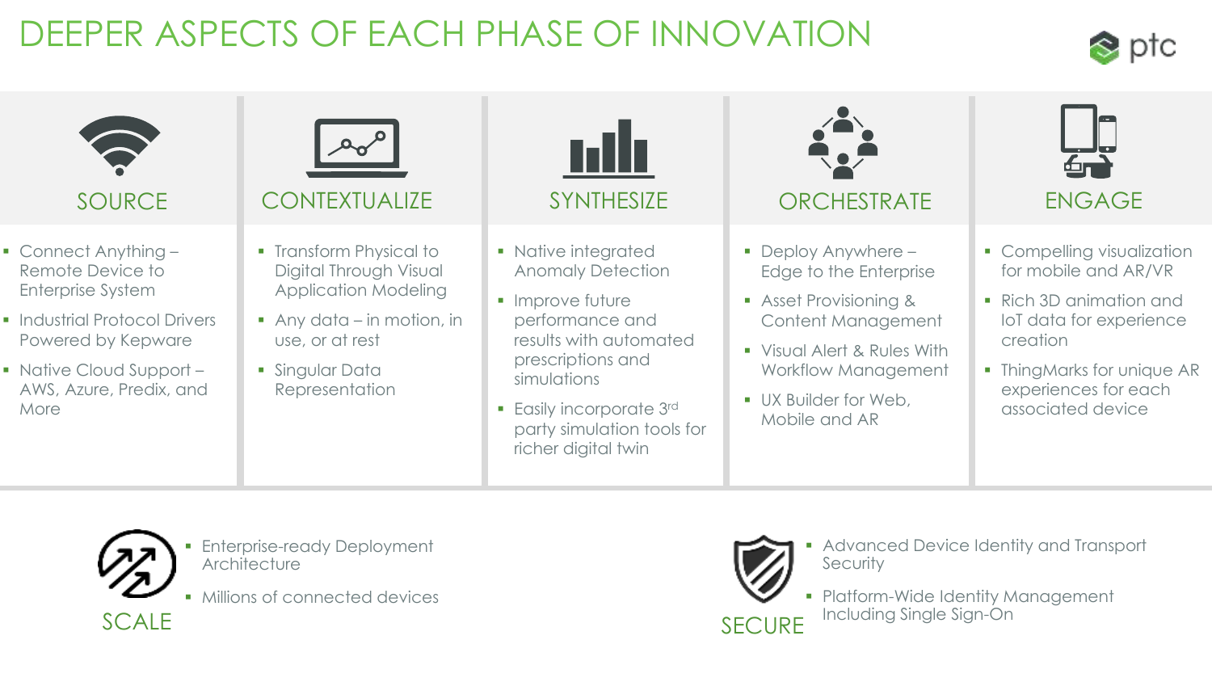# DEEPER ASPECTS OF EACH PHASE OF INNOVATION

## SOURCE

- Connect Anything – Remote Device to Enterprise System
- Industrial Protocol Drivers Powered by Kepware
- Native Cloud Support – AWS, Azure, Predix, and More

## CONTEXTUALIZE

- Transform Physical to Digital Through Visual Application Modeling
- Any data – in motion, in use, or at rest
- Singular Data Representation

## SYNTHESIZE

- Native integrated Anomaly Detection
- Improve future performance and results with automated prescriptions and simulations
- Easily incorporate 3rd party simulation tools for richer digital twin

## ORCHESTRATE

- Deploy Anywhere – Edge to the Enterprise
- Asset Provisioning & Content Management
- Visual Alert & Rules With Workflow Management
- UX Builder for Web, Mobile and AR

## ENGAGE

- Compelling visualization for mobile and AR/VR
- Rich 3D animation and IoT data for experience creation
- ThingMarks for unique AR experiences for each associated device

## SCALE

- Enterprise-ready Deployment Architecture
- Millions of connected devices

## SECURE

- Advanced Device Identity and Transport Security
- Platform-Wide Identity Management Including Single Sign-On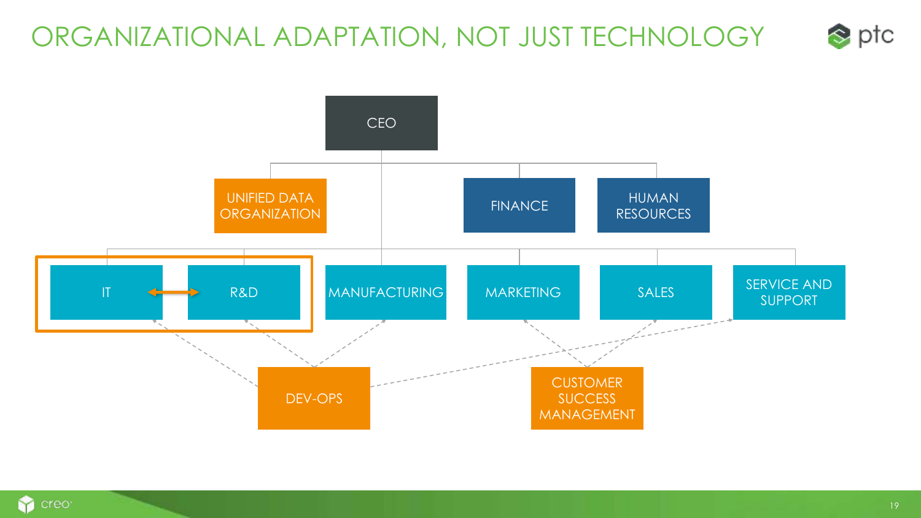# ORGANIZATIONAL ADAPTATION, NOT JUST TECHNOLOGY

- CEO
  - UNIFIED DATA ORGANIZATION
  - FINANCE
  - HUMAN RESOURCES
  - IT
  - R&D
  - MANUFACTURING
  - MARKETING
  - SALES
  - SERVICE AND SUPPORT

DEV-OPS

CUSTOMER SUCCESS MANAGEMENT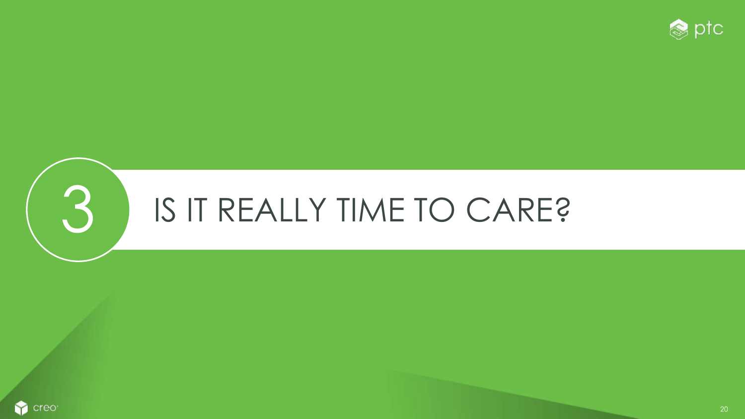# 3 IS IT REALLY TIME TO CARE?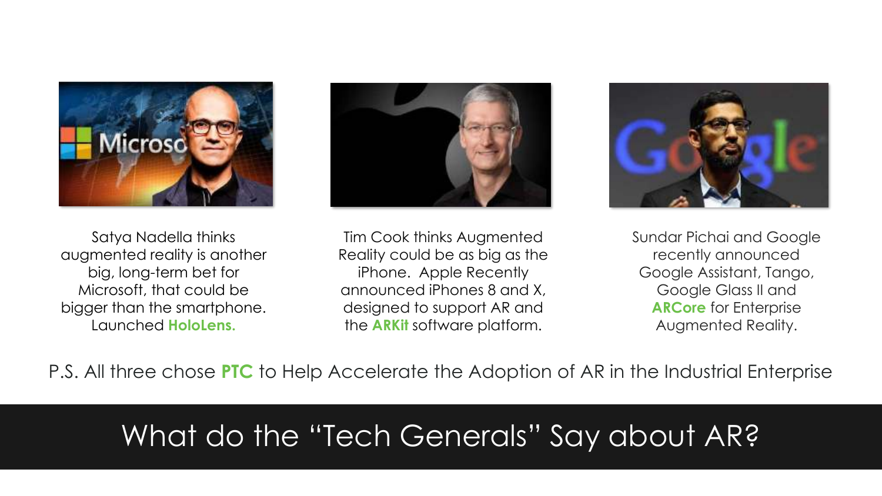# What do the "Tech Generals" Say about AR?

Satya Nadella thinks augmented reality is another big, long-term bet for Microsoft, that could be bigger than the smartphone. Launched **HoloLens.**

Tim Cook thinks Augmented Reality could be as big as the iPhone. Apple Recently announced iPhones 8 and X, designed to support AR and the **ARKit** software platform.

Sundar Pichai and Google recently announced Google Assistant, Tango, Google Glass II and **ARCore** for Enterprise Augmented Reality.

P.S. All three chose **PTC** to Help Accelerate the Adoption of AR in the Industrial Enterprise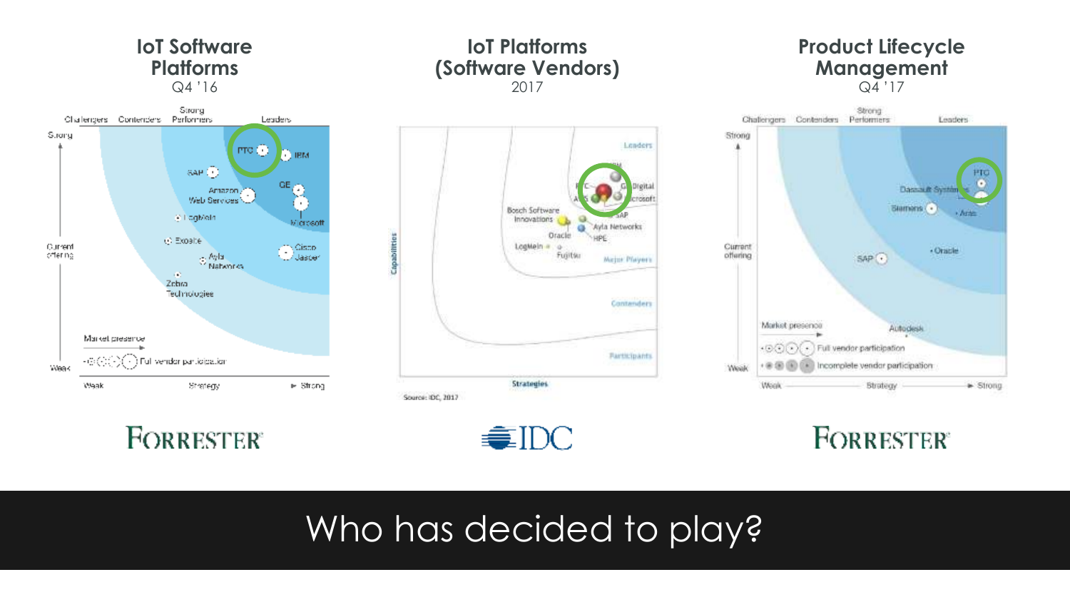## IoT Software Platforms
Q4 '16

FORRESTER

## IoT Platforms (Software Vendors)
2017

IDC

## Product Lifecycle Management
Q4 '17

FORRESTER

# Who has decided to play?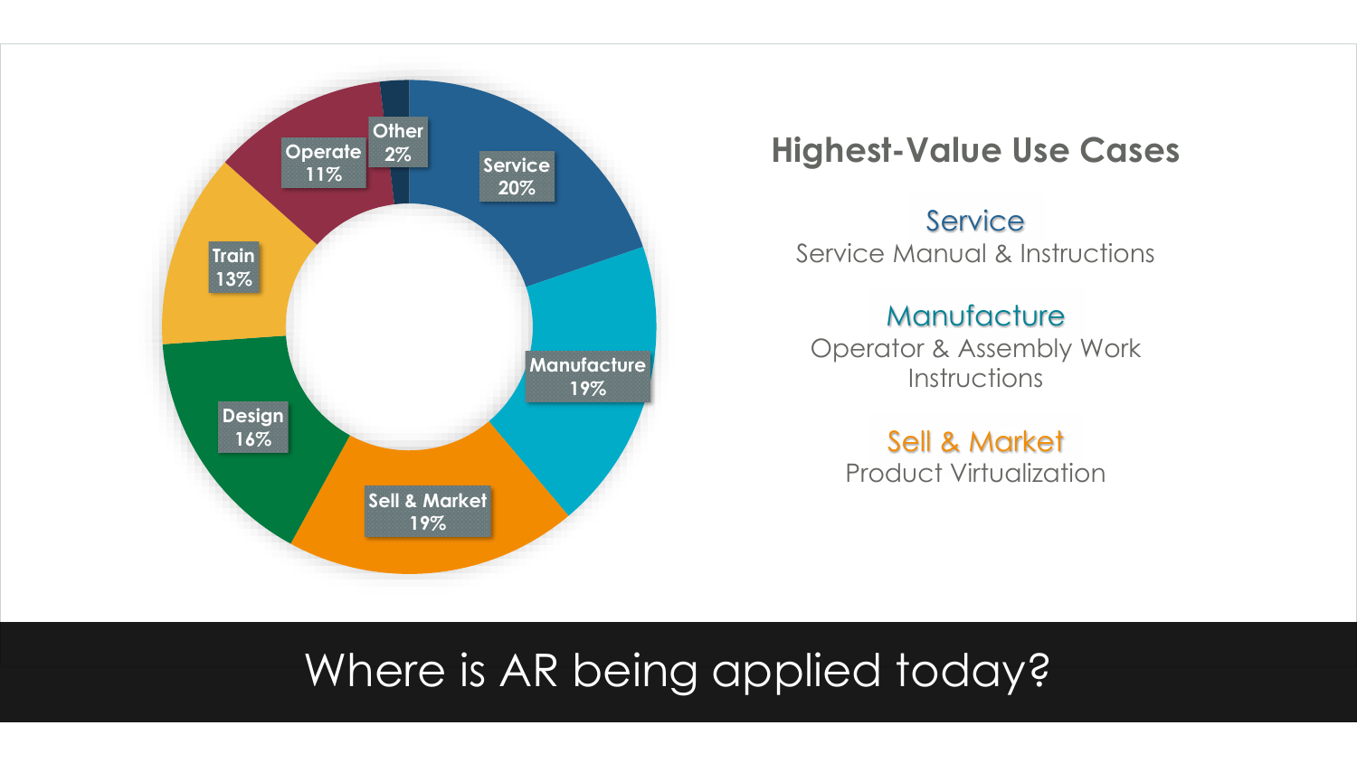# Where is AR being applied today?

| Use Case | Share |
| --- | --- |
| Service | 20% |
| Manufacture | 19% |
| Sell & Market | 19% |
| Design | 16% |
| Train | 13% |
| Operate | 11% |
| Other | 2% |

## Highest-Value Use Cases

**Service**
Service Manual & Instructions

**Manufacture**
Operator & Assembly Work Instructions

**Sell & Market**
Product Virtualization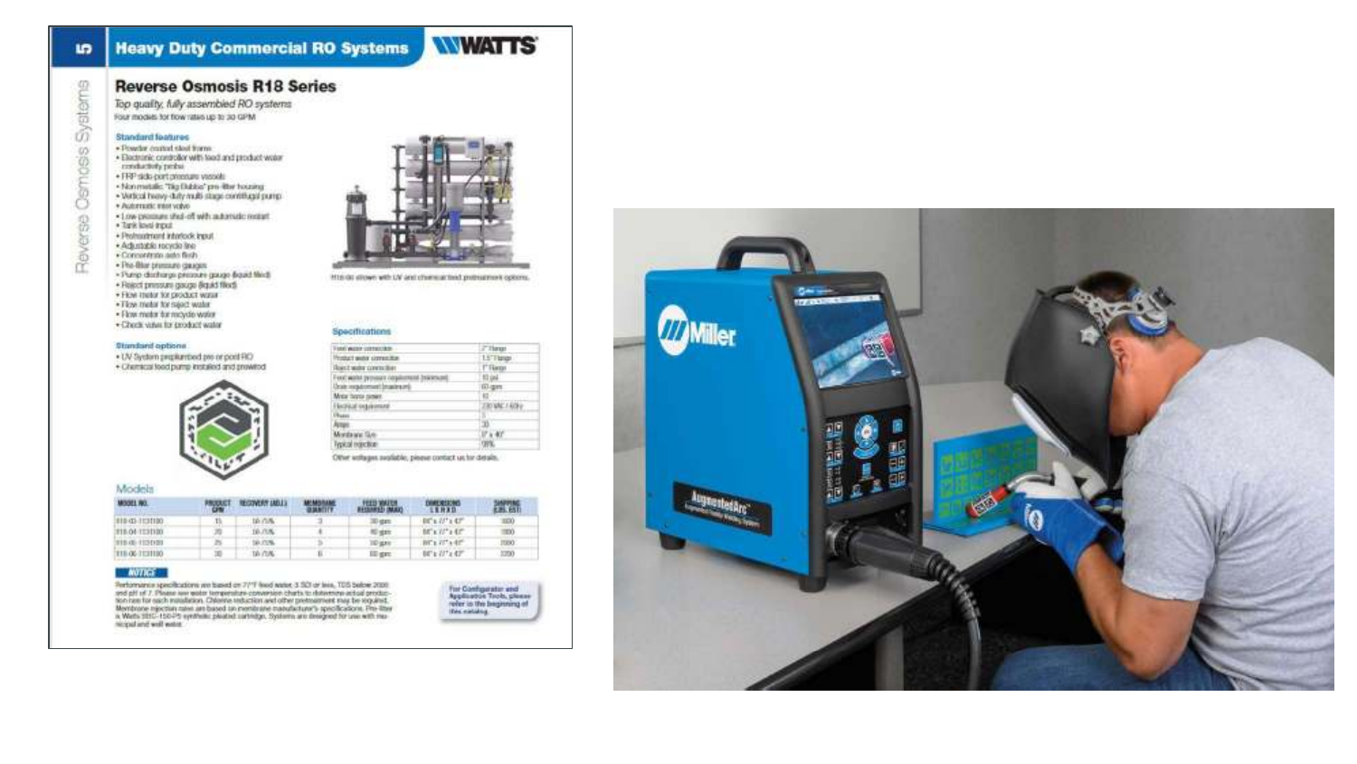## Heavy Duty Commercial RO Systems

WATTS

# Reverse Osmosis R18 Series

*Top quality, fully assembled RO systems*

Four models for flow rates up to 30 GPM

### Standard features

- Powder coated steel frame
- Electronic controller with feed and product water conductivity probe
- FRP side-port pressure vessels
- Non-metallic "Big Bubba" pre-filter housing
- Vertical heavy-duty multi-stage centrifugal pump
- Automatic inlet valve
- Low pressure shut-off with automatic restart
- Tank level input
- Pretreatment interlock input
- Adjustable recycle line
- Concentrate auto flush
- Pre-filter pressure gauges
- Pump discharge pressure gauge (liquid filled)
- Reject pressure gauge (liquid filled)
- Flow meter for product water
- Flow meter for reject water
- Flow meter for recycle water
- Check valve for product water

### Standard options

- UV System preplumbed pre or post RO
- Chemical feed pump installed and prewired

R18-06 shown with UV and chemical feed pretreatment options.

### Specifications

| | |
|---|---|
| Feed water connection | 2" Flange |
| Product water connection | 1.5" Flange |
| Reject water connection | 1" Flange |
| Feed water pressure requirement (minimum) | 10 psi |
| Drain requirement (maximum) | 60 gpm |
| Motor horse power | 10 |
| Electrical requirement | 230 VAC / 60Hz |
| Phase | 3 |
| Amps | 30 |
| Membrane Size | 8" x 40" |
| Typical rejection | 98% |

Other voltages available, please contact us for details.

### Models

| MODEL NO. | PRODUCT GPM | RECOVERY (ADJ.) | MEMBRANE QUANTITY | FEED WATER REQUIRED (MAX) | DIMENSIONS L X W X D | SHIPPING (LBS. EST) |
|---|---|---|---|---|---|---|
| R18-03-1131100 | 15 | 50-75% | 3 | 30 gpm | 84" x 77" x 47" | 1800 |
| R18-04-1131100 | 20 | 50-75% | 4 | 40 gpm | 84" x 77" x 47" | 1900 |
| R18-05-1131100 | 25 | 50-75% | 5 | 50 gpm | 84" x 77" x 47" | 2000 |
| R18-06-1131100 | 30 | 50-75% | 6 | 60 gpm | 84" x 77" x 47" | 2200 |

**NOTICE**

Performance specifications are based on 77°F feed water, 3 SDI or less, TDS below 2000 and pH of 7. Please see water temperature conversion charts to determine actual production rate for each installation. Chlorine reduction and other pretreatment may be required. Membrane rejection rates are based on membrane manufacturer's specifications. Pre-filter is Watts SEDC-150-PS synthetic pleated cartridge. Systems are designed for use with municipal and well water.

For Configurator and Application Tools, please refer to the beginning of this catalog.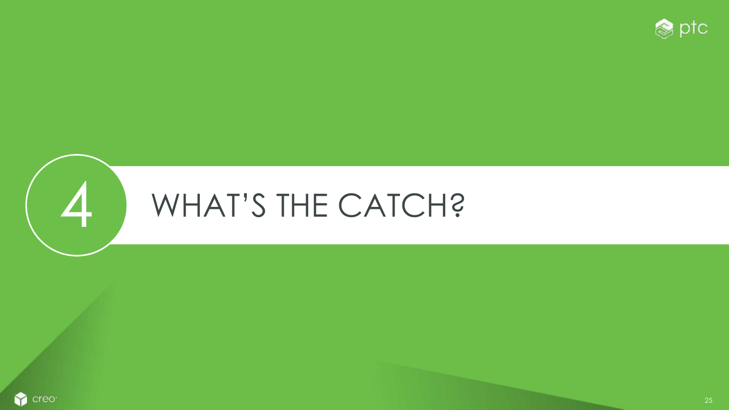# 4 WHAT'S THE CATCH?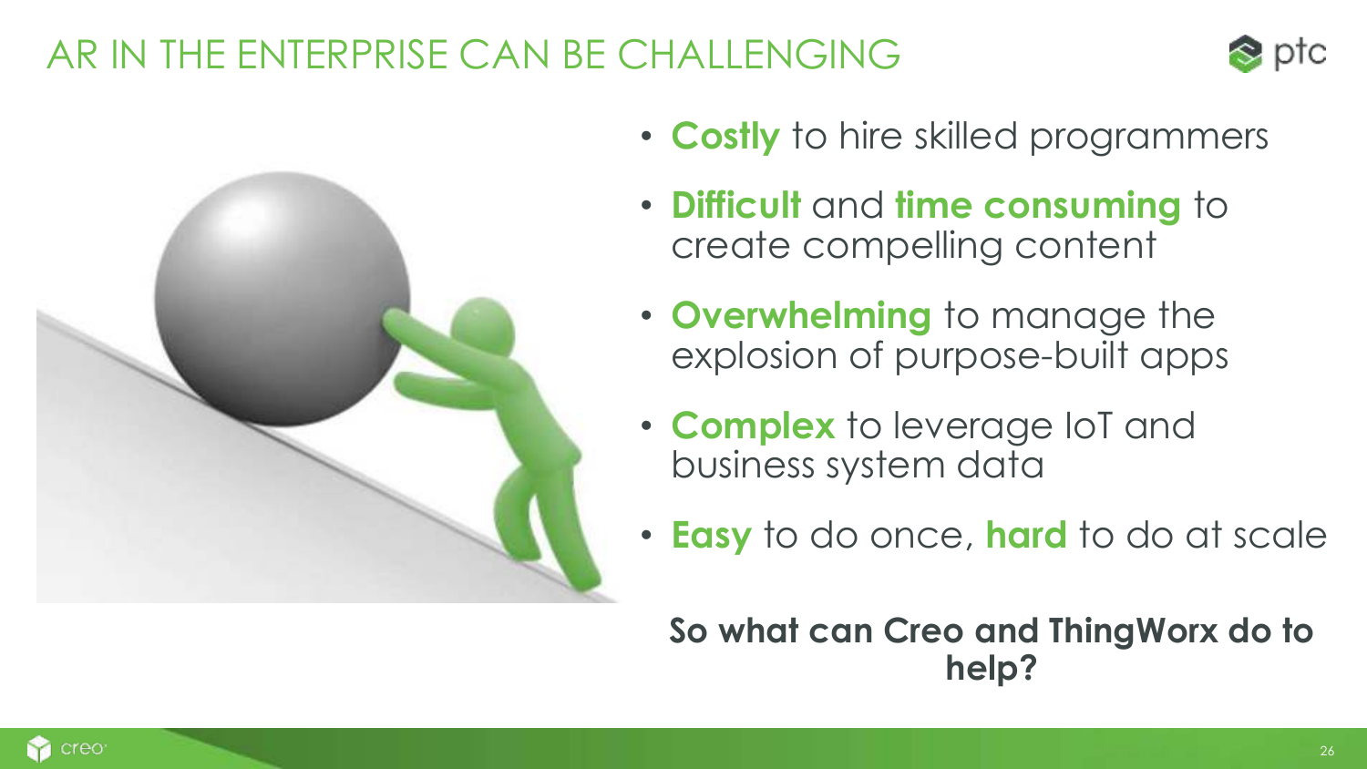# AR IN THE ENTERPRISE CAN BE CHALLENGING

- **Costly** to hire skilled programmers
- **Difficult** and **time consuming** to create compelling content
- **Overwhelming** to manage the explosion of purpose-built apps
- **Complex** to leverage IoT and business system data
- **Easy** to do once, **hard** to do at scale

**So what can Creo and ThingWorx do to help?**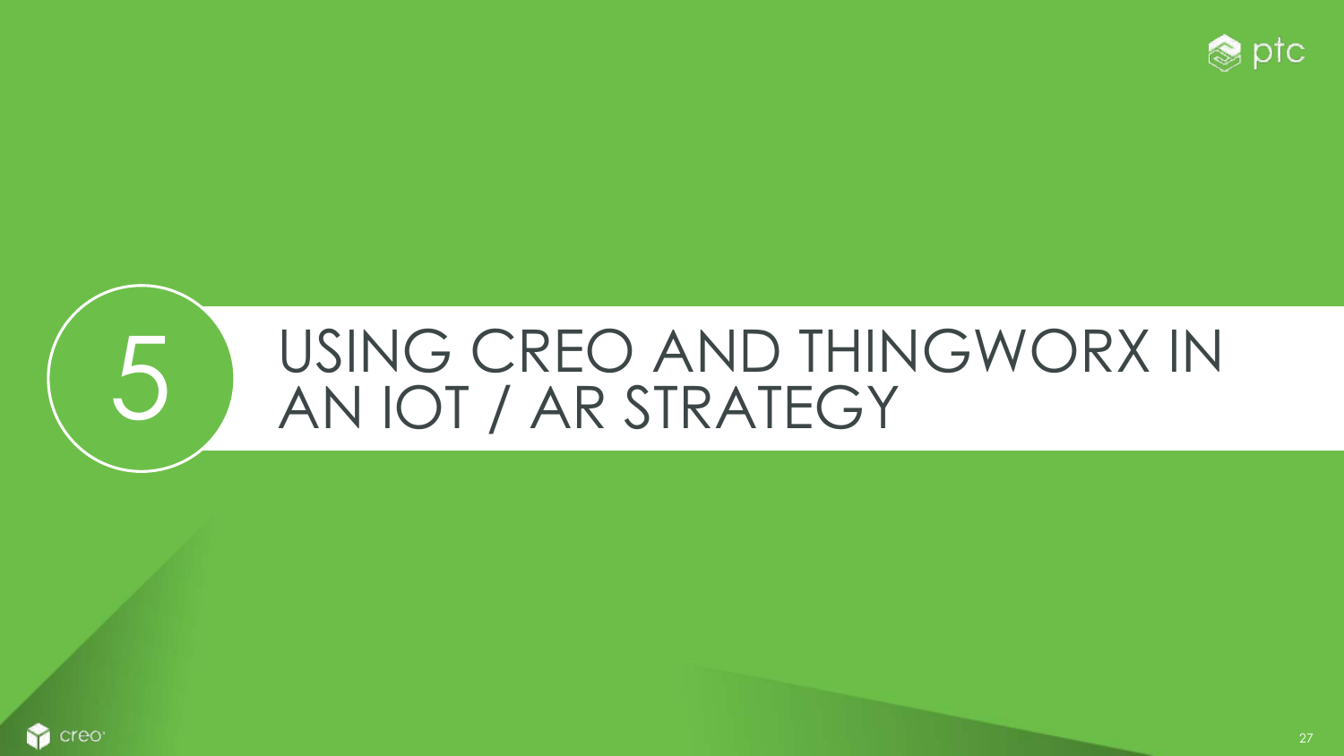# 5 USING CREO AND THINGWORX IN AN IOT / AR STRATEGY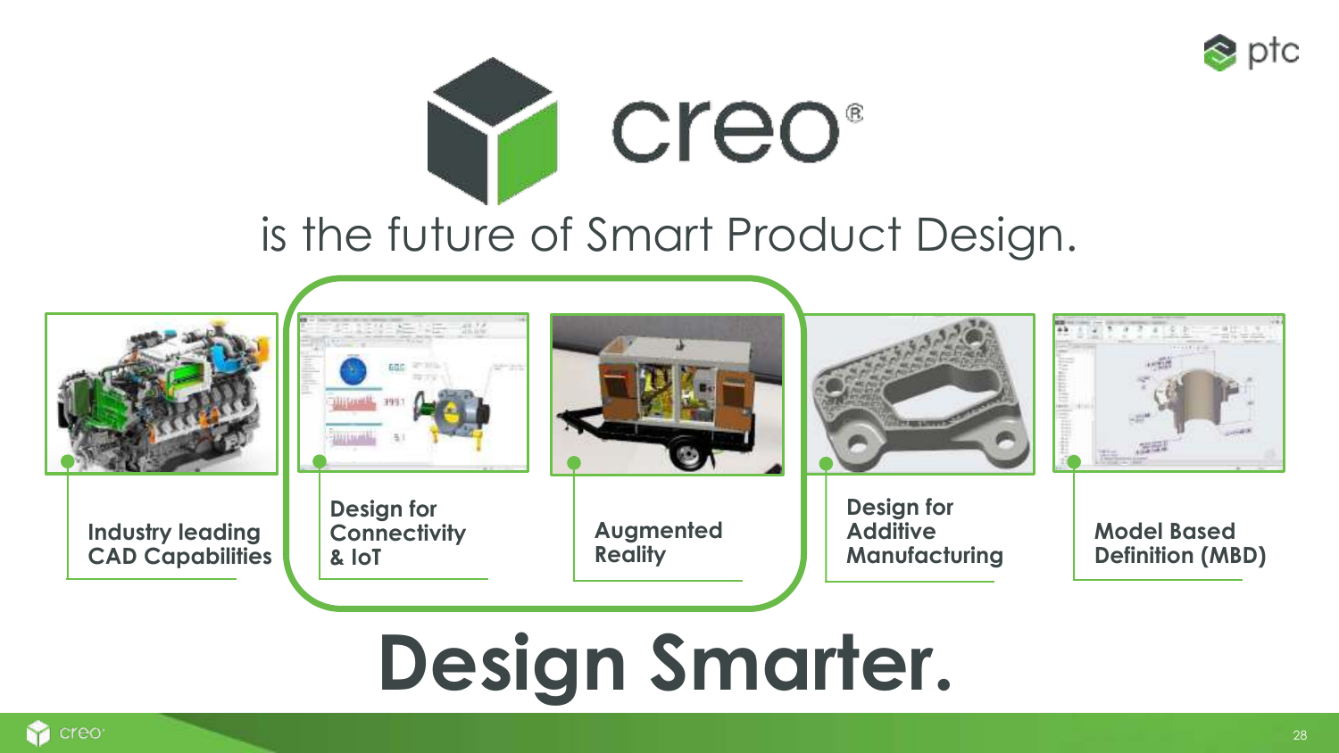# creo®

## is the future of Smart Product Design.

- **Industry leading CAD Capabilities**
- **Design for Connectivity & IoT**
- **Augmented Reality**
- **Design for Additive Manufacturing**
- **Model Based Definition (MBD)**

# Design Smarter.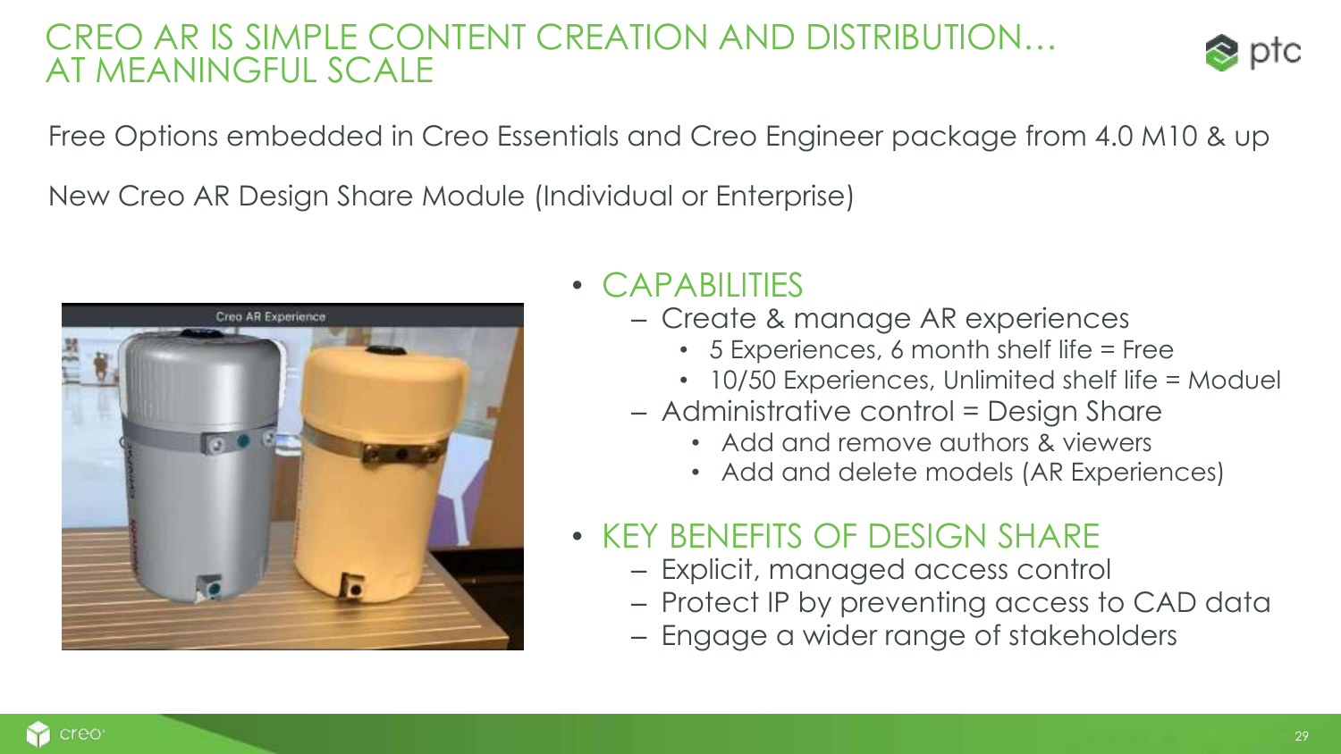# CREO AR IS SIMPLE CONTENT CREATION AND DISTRIBUTION… AT MEANINGFUL SCALE

Free Options embedded in Creo Essentials and Creo Engineer package from 4.0 M10 & up

New Creo AR Design Share Module (Individual or Enterprise)

- CAPABILITIES
  - Create & manage AR experiences
    - 5 Experiences, 6 month shelf life = Free
    - 10/50 Experiences, Unlimited shelf life = Moduel
  - Administrative control = Design Share
    - Add and remove authors & viewers
    - Add and delete models (AR Experiences)
- KEY BENEFITS OF DESIGN SHARE
  - Explicit, managed access control
  - Protect IP by preventing access to CAD data
  - Engage a wider range of stakeholders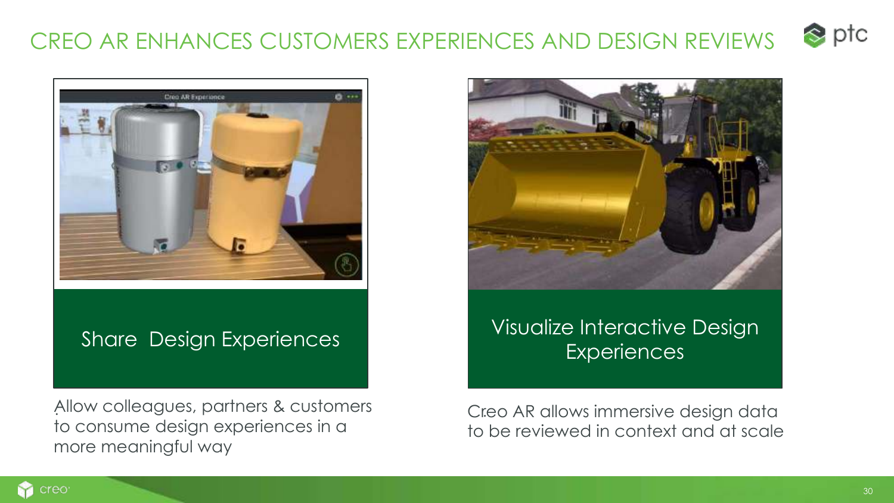# CREO AR ENHANCES CUSTOMERS EXPERIENCES AND DESIGN REVIEWS

## Share Design Experiences

Allow colleagues, partners & customers to consume design experiences in a more meaningful way

## Visualize Interactive Design Experiences

Creo AR allows immersive design data to be reviewed in context and at scale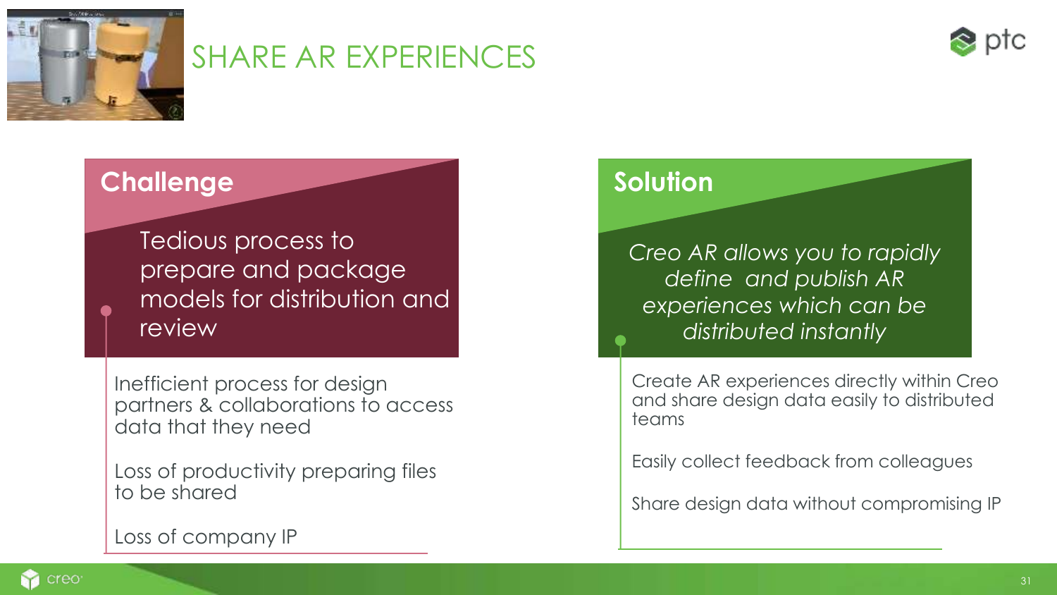# SHARE AR EXPERIENCES

## Challenge

Tedious process to prepare and package models for distribution and review

- Inefficient process for design partners & collaborations to access data that they need
- Loss of productivity preparing files to be shared
- Loss of company IP

## Solution

*Creo AR allows you to rapidly define and publish AR experiences which can be distributed instantly*

- Create AR experiences directly within Creo and share design data easily to distributed teams
- Easily collect feedback from colleagues
- Share design data without compromising IP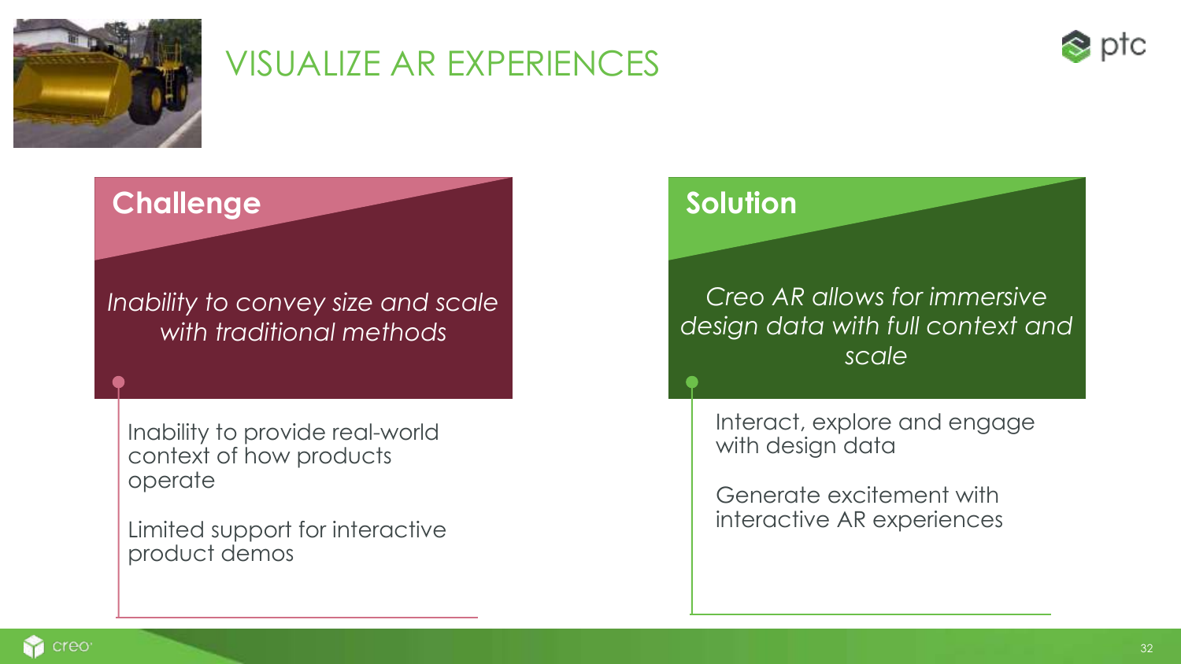# VISUALIZE AR EXPERIENCES

## Challenge

*Inability to convey size and scale with traditional methods*

Inability to provide real-world context of how products operate

Limited support for interactive product demos

## Solution

*Creo AR allows for immersive design data with full context and scale*

Interact, explore and engage with design data

Generate excitement with interactive AR experiences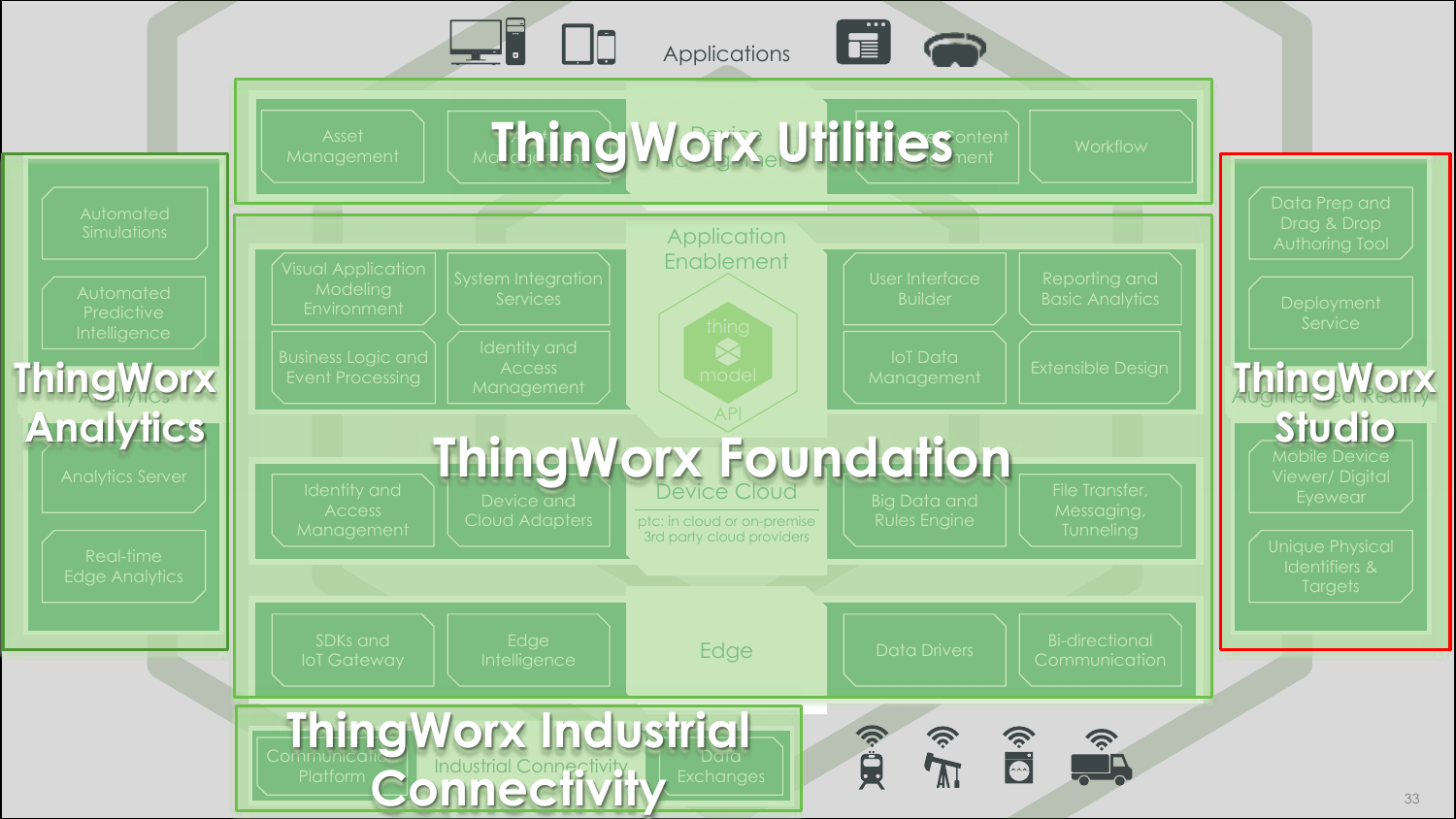Applications

# ThingWorx Utilities

Asset Management

Device Management

Content Management

Workflow

# ThingWorx Analytics

Automated Simulations

Automated Predictive Intelligence

Analytics

Analytics Server

Real-time Edge Analytics

# ThingWorx Foundation

Application Enablement

Visual Application Modeling Environment

System Integration Services

Business Logic and Event Processing

Identity and Access Management

thing model API

User Interface Builder

Reporting and Basic Analytics

IoT Data Management

Extensible Design

Device Cloud

ptc: in cloud or on-premise 3rd party cloud providers

Identity and Access Management

Device and Cloud Adapters

Big Data and Rules Engine

File Transfer, Messaging, Tunneling

Edge

SDKs and IoT Gateway

Edge Intelligence

Data Drivers

Bi-directional Communication

# ThingWorx Studio

Data Prep and Drag & Drop Authoring Tool

Deployment Service

Augmented Reality

Mobile Device Viewer/ Digital Eyewear

Unique Physical Identifiers & Targets

# ThingWorx Industrial Connectivity

Communication Platform

Industrial Connectivity

Data Exchanges